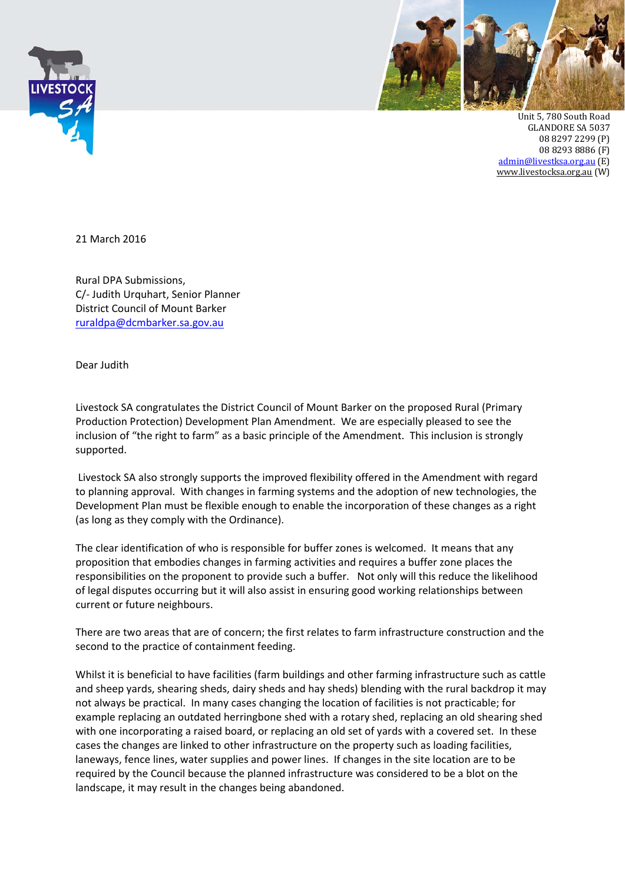Unit 5, 780 South Road
GLANDORE SA 5037
08 8297 2299 (P)
08 8293 8886 (F)
admin@livestksa.org.au (E)
www.livestocksa.org.au (W)

21 March 2016

Rural DPA Submissions,
C/- Judith Urquhart, Senior Planner
District Council of Mount Barker
ruraldpa@dcmbarker.sa.gov.au

Dear Judith

Livestock SA congratulates the District Council of Mount Barker on the proposed Rural (Primary Production Protection) Development Plan Amendment. We are especially pleased to see the inclusion of "the right to farm" as a basic principle of the Amendment. This inclusion is strongly supported.

Livestock SA also strongly supports the improved flexibility offered in the Amendment with regard to planning approval. With changes in farming systems and the adoption of new technologies, the Development Plan must be flexible enough to enable the incorporation of these changes as a right (as long as they comply with the Ordinance).

The clear identification of who is responsible for buffer zones is welcomed. It means that any proposition that embodies changes in farming activities and requires a buffer zone places the responsibilities on the proponent to provide such a buffer. Not only will this reduce the likelihood of legal disputes occurring but it will also assist in ensuring good working relationships between current or future neighbours.

There are two areas that are of concern; the first relates to farm infrastructure construction and the second to the practice of containment feeding.

Whilst it is beneficial to have facilities (farm buildings and other farming infrastructure such as cattle and sheep yards, shearing sheds, dairy sheds and hay sheds) blending with the rural backdrop it may not always be practical. In many cases changing the location of facilities is not practicable; for example replacing an outdated herringbone shed with a rotary shed, replacing an old shearing shed with one incorporating a raised board, or replacing an old set of yards with a covered set. In these cases the changes are linked to other infrastructure on the property such as loading facilities, laneways, fence lines, water supplies and power lines. If changes in the site location are to be required by the Council because the planned infrastructure was considered to be a blot on the landscape, it may result in the changes being abandoned.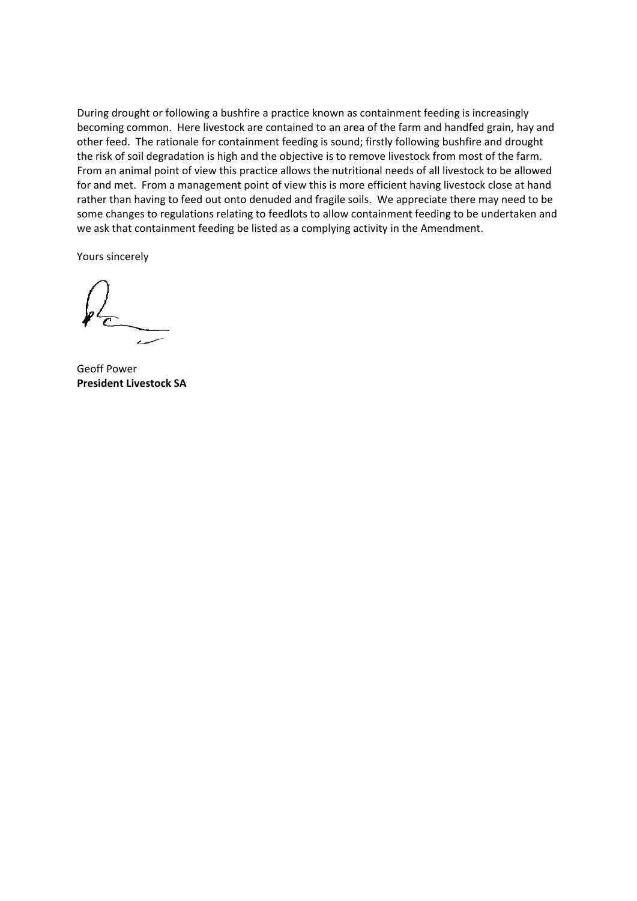During drought or following a bushfire a practice known as containment feeding is increasingly becoming common. Here livestock are contained to an area of the farm and handfed grain, hay and other feed. The rationale for containment feeding is sound; firstly following bushfire and drought the risk of soil degradation is high and the objective is to remove livestock from most of the farm. From an animal point of view this practice allows the nutritional needs of all livestock to be allowed for and met. From a management point of view this is more efficient having livestock close at hand rather than having to feed out onto denuded and fragile soils. We appreciate there may need to be some changes to regulations relating to feedlots to allow containment feeding to be undertaken and we ask that containment feeding be listed as a complying activity in the Amendment.

Yours sincerely

Geoff Power
**President Livestock SA**